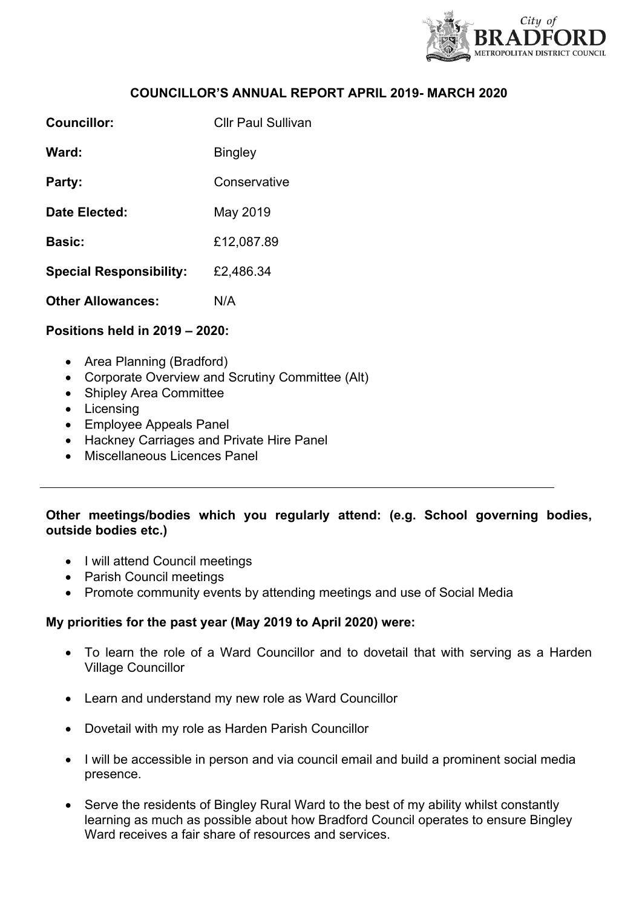# COUNCILLOR'S ANNUAL REPORT APRIL 2019- MARCH 2020

**Councillor:** Cllr Paul Sullivan

**Ward:** Bingley

**Party:** Conservative

**Date Elected:** May 2019

**Basic:** £12,087.89

**Special Responsibility:** £2,486.34

**Other Allowances:** N/A

**Positions held in 2019 – 2020:**

- Area Planning (Bradford)
- Corporate Overview and Scrutiny Committee (Alt)
- Shipley Area Committee
- Licensing
- Employee Appeals Panel
- Hackney Carriages and Private Hire Panel
- Miscellaneous Licences Panel

---

**Other meetings/bodies which you regularly attend: (e.g. School governing bodies, outside bodies etc.)**

- I will attend Council meetings
- Parish Council meetings
- Promote community events by attending meetings and use of Social Media

**My priorities for the past year (May 2019 to April 2020) were:**

- To learn the role of a Ward Councillor and to dovetail that with serving as a Harden Village Councillor
- Learn and understand my new role as Ward Councillor
- Dovetail with my role as Harden Parish Councillor
- I will be accessible in person and via council email and build a prominent social media presence.
- Serve the residents of Bingley Rural Ward to the best of my ability whilst constantly learning as much as possible about how Bradford Council operates to ensure Bingley Ward receives a fair share of resources and services.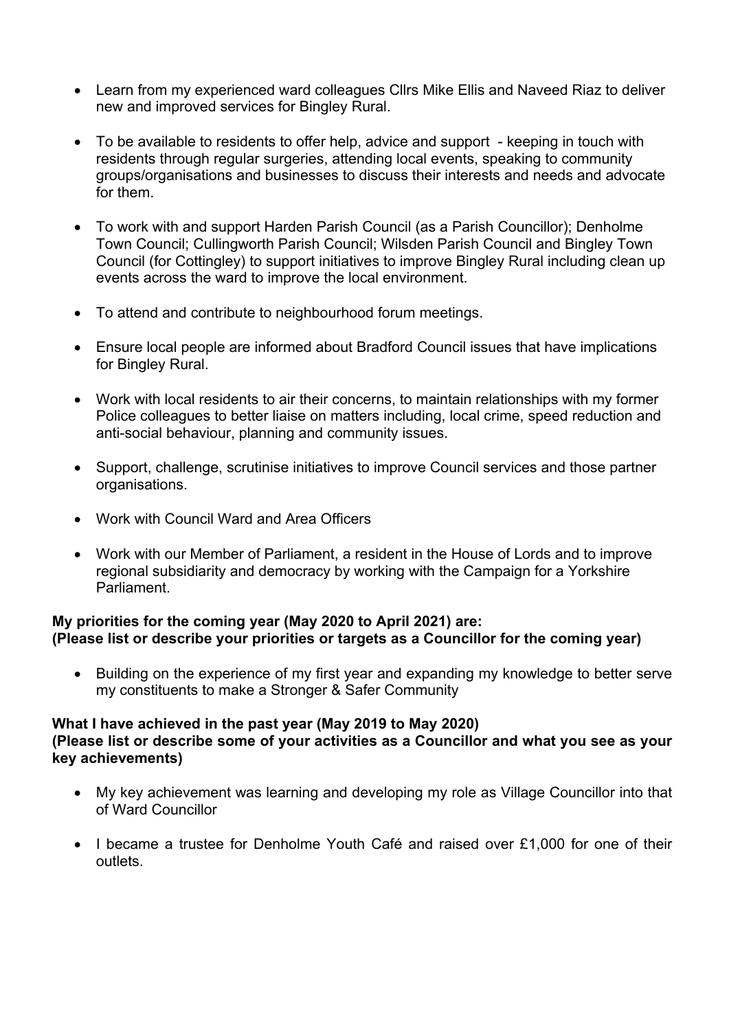- Learn from my experienced ward colleagues Cllrs Mike Ellis and Naveed Riaz to deliver new and improved services for Bingley Rural.

- To be available to residents to offer help, advice and support - keeping in touch with residents through regular surgeries, attending local events, speaking to community groups/organisations and businesses to discuss their interests and needs and advocate for them.

- To work with and support Harden Parish Council (as a Parish Councillor); Denholme Town Council; Cullingworth Parish Council; Wilsden Parish Council and Bingley Town Council (for Cottingley) to support initiatives to improve Bingley Rural including clean up events across the ward to improve the local environment.

- To attend and contribute to neighbourhood forum meetings.

- Ensure local people are informed about Bradford Council issues that have implications for Bingley Rural.

- Work with local residents to air their concerns, to maintain relationships with my former Police colleagues to better liaise on matters including, local crime, speed reduction and anti-social behaviour, planning and community issues.

- Support, challenge, scrutinise initiatives to improve Council services and those partner organisations.

- Work with Council Ward and Area Officers

- Work with our Member of Parliament, a resident in the House of Lords and to improve regional subsidiarity and democracy by working with the Campaign for a Yorkshire Parliament.

**My priorities for the coming year (May 2020 to April 2021) are:**
**(Please list or describe your priorities or targets as a Councillor for the coming year)**

- Building on the experience of my first year and expanding my knowledge to better serve my constituents to make a Stronger & Safer Community

**What I have achieved in the past year (May 2019 to May 2020)**
**(Please list or describe some of your activities as a Councillor and what you see as your key achievements)**

- My key achievement was learning and developing my role as Village Councillor into that of Ward Councillor

- I became a trustee for Denholme Youth Café and raised over £1,000 for one of their outlets.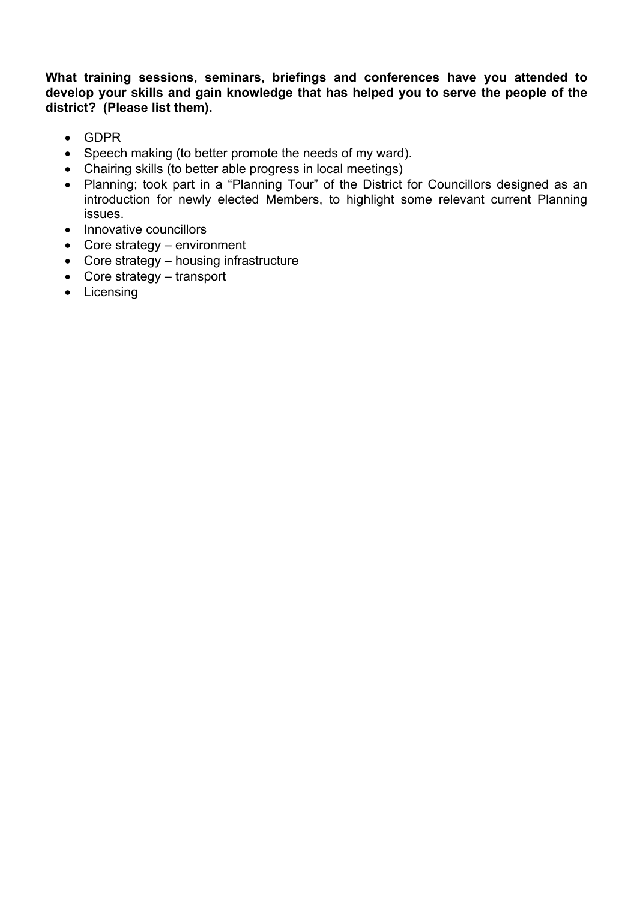**What training sessions, seminars, briefings and conferences have you attended to develop your skills and gain knowledge that has helped you to serve the people of the district? (Please list them).**

- GDPR
- Speech making (to better promote the needs of my ward).
- Chairing skills (to better able progress in local meetings)
- Planning; took part in a "Planning Tour" of the District for Councillors designed as an introduction for newly elected Members, to highlight some relevant current Planning issues.
- Innovative councillors
- Core strategy – environment
- Core strategy – housing infrastructure
- Core strategy – transport
- Licensing